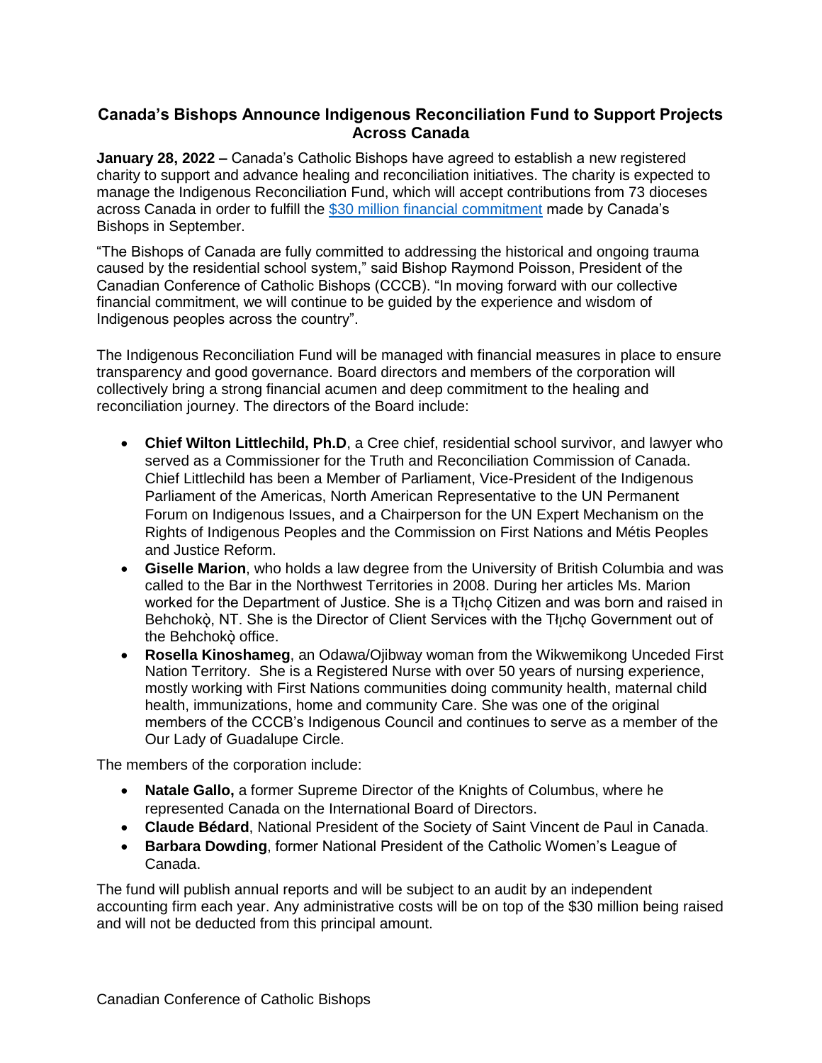# Canada's Bishops Announce Indigenous Reconciliation Fund to Support Projects Across Canada

**January 28, 2022 –** Canada's Catholic Bishops have agreed to establish a new registered charity to support and advance healing and reconciliation initiatives. The charity is expected to manage the Indigenous Reconciliation Fund, which will accept contributions from 73 dioceses across Canada in order to fulfill the [$30 million financial commitment]() made by Canada's Bishops in September.

"The Bishops of Canada are fully committed to addressing the historical and ongoing trauma caused by the residential school system," said Bishop Raymond Poisson, President of the Canadian Conference of Catholic Bishops (CCCB). "In moving forward with our collective financial commitment, we will continue to be guided by the experience and wisdom of Indigenous peoples across the country".

The Indigenous Reconciliation Fund will be managed with financial measures in place to ensure transparency and good governance. Board directors and members of the corporation will collectively bring a strong financial acumen and deep commitment to the healing and reconciliation journey. The directors of the Board include:

- **Chief Wilton Littlechild, Ph.D**, a Cree chief, residential school survivor, and lawyer who served as a Commissioner for the Truth and Reconciliation Commission of Canada. Chief Littlechild has been a Member of Parliament, Vice-President of the Indigenous Parliament of the Americas, North American Representative to the UN Permanent Forum on Indigenous Issues, and a Chairperson for the UN Expert Mechanism on the Rights of Indigenous Peoples and the Commission on First Nations and Métis Peoples and Justice Reform.
- **Giselle Marion**, who holds a law degree from the University of British Columbia and was called to the Bar in the Northwest Territories in 2008. During her articles Ms. Marion worked for the Department of Justice. She is a Tłı̨chǫ Citizen and was born and raised in Behchokǫ̀, NT. She is the Director of Client Services with the Tłı̨chǫ Government out of the Behchokǫ̀ office.
- **Rosella Kinoshameg**, an Odawa/Ojibway woman from the Wikwemikong Unceded First Nation Territory. She is a Registered Nurse with over 50 years of nursing experience, mostly working with First Nations communities doing community health, maternal child health, immunizations, home and community Care. She was one of the original members of the CCCB's Indigenous Council and continues to serve as a member of the Our Lady of Guadalupe Circle.

The members of the corporation include:

- **Natale Gallo,** a former Supreme Director of the Knights of Columbus, where he represented Canada on the International Board of Directors.
- **Claude Bédard**, National President of the Society of Saint Vincent de Paul in Canada.
- **Barbara Dowding**, former National President of the Catholic Women's League of Canada.

The fund will publish annual reports and will be subject to an audit by an independent accounting firm each year. Any administrative costs will be on top of the $30 million being raised and will not be deducted from this principal amount.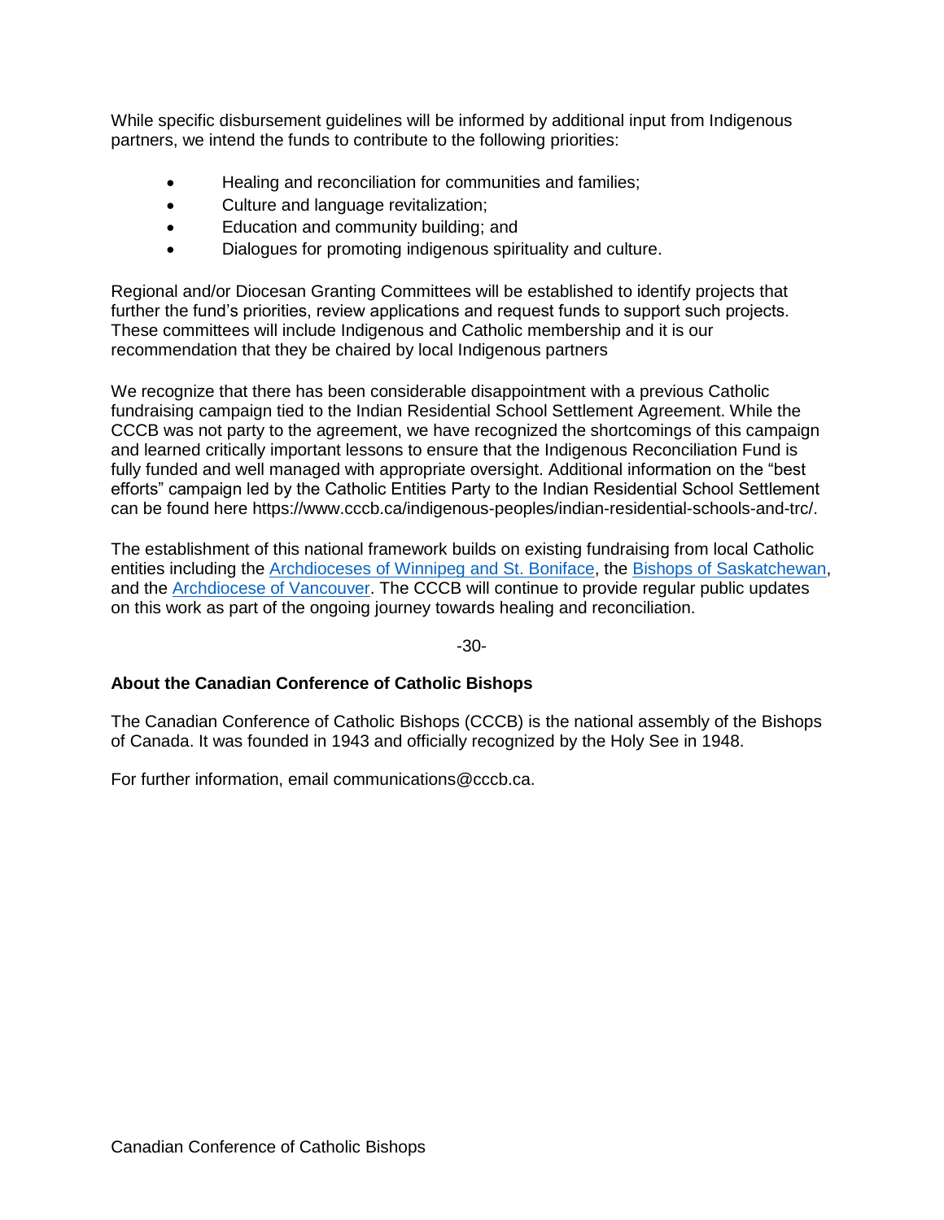While specific disbursement guidelines will be informed by additional input from Indigenous partners, we intend the funds to contribute to the following priorities:

- Healing and reconciliation for communities and families;
- Culture and language revitalization;
- Education and community building; and
- Dialogues for promoting indigenous spirituality and culture.

Regional and/or Diocesan Granting Committees will be established to identify projects that further the fund's priorities, review applications and request funds to support such projects. These committees will include Indigenous and Catholic membership and it is our recommendation that they be chaired by local Indigenous partners

We recognize that there has been considerable disappointment with a previous Catholic fundraising campaign tied to the Indian Residential School Settlement Agreement. While the CCCB was not party to the agreement, we have recognized the shortcomings of this campaign and learned critically important lessons to ensure that the Indigenous Reconciliation Fund is fully funded and well managed with appropriate oversight. Additional information on the "best efforts" campaign led by the Catholic Entities Party to the Indian Residential School Settlement can be found here https://www.cccb.ca/indigenous-peoples/indian-residential-schools-and-trc/.

The establishment of this national framework builds on existing fundraising from local Catholic entities including the Archdioceses of Winnipeg and St. Boniface, the Bishops of Saskatchewan, and the Archdiocese of Vancouver. The CCCB will continue to provide regular public updates on this work as part of the ongoing journey towards healing and reconciliation.

-30-

**About the Canadian Conference of Catholic Bishops**

The Canadian Conference of Catholic Bishops (CCCB) is the national assembly of the Bishops of Canada. It was founded in 1943 and officially recognized by the Holy See in 1948.

For further information, email communications@cccb.ca.